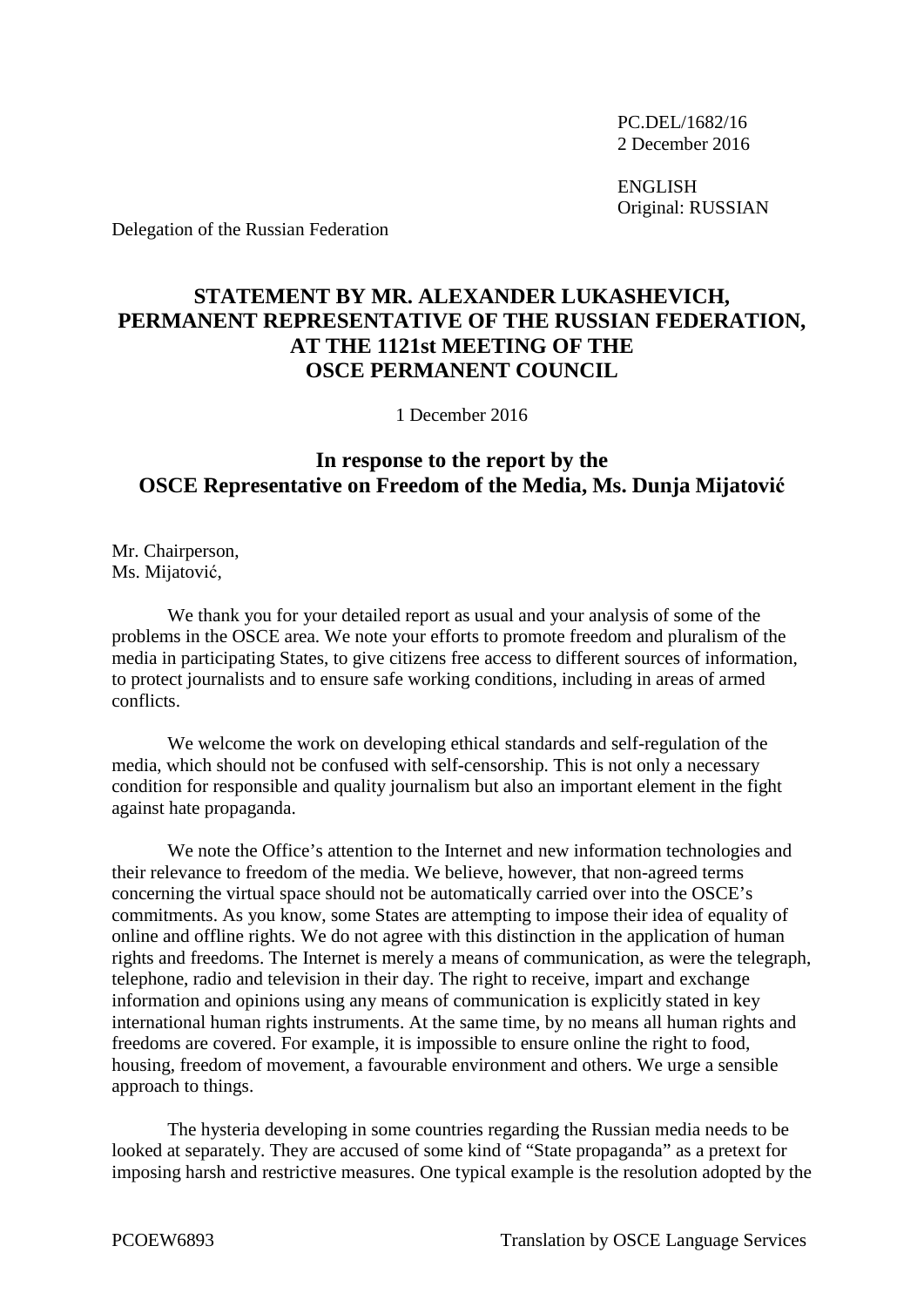PC.DEL/1682/16
2 December 2016

ENGLISH
Original: RUSSIAN

Delegation of the Russian Federation

# STATEMENT BY MR. ALEXANDER LUKASHEVICH, PERMANENT REPRESENTATIVE OF THE RUSSIAN FEDERATION, AT THE 1121st MEETING OF THE OSCE PERMANENT COUNCIL

1 December 2016

## In response to the report by the OSCE Representative on Freedom of the Media, Ms. Dunja Mijatović

Mr. Chairperson,
Ms. Mijatović,

We thank you for your detailed report as usual and your analysis of some of the problems in the OSCE area. We note your efforts to promote freedom and pluralism of the media in participating States, to give citizens free access to different sources of information, to protect journalists and to ensure safe working conditions, including in areas of armed conflicts.

We welcome the work on developing ethical standards and self-regulation of the media, which should not be confused with self-censorship. This is not only a necessary condition for responsible and quality journalism but also an important element in the fight against hate propaganda.

We note the Office's attention to the Internet and new information technologies and their relevance to freedom of the media. We believe, however, that non-agreed terms concerning the virtual space should not be automatically carried over into the OSCE's commitments. As you know, some States are attempting to impose their idea of equality of online and offline rights. We do not agree with this distinction in the application of human rights and freedoms. The Internet is merely a means of communication, as were the telegraph, telephone, radio and television in their day. The right to receive, impart and exchange information and opinions using any means of communication is explicitly stated in key international human rights instruments. At the same time, by no means all human rights and freedoms are covered. For example, it is impossible to ensure online the right to food, housing, freedom of movement, a favourable environment and others. We urge a sensible approach to things.

The hysteria developing in some countries regarding the Russian media needs to be looked at separately. They are accused of some kind of "State propaganda" as a pretext for imposing harsh and restrictive measures. One typical example is the resolution adopted by the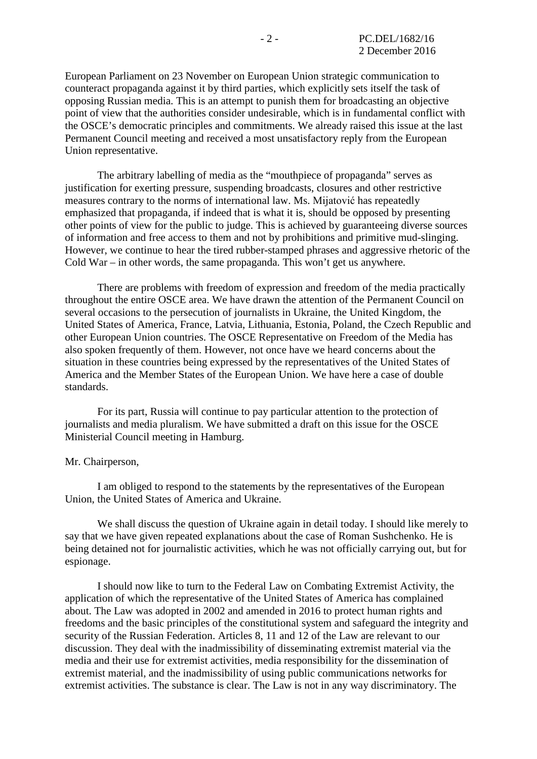European Parliament on 23 November on European Union strategic communication to counteract propaganda against it by third parties, which explicitly sets itself the task of opposing Russian media. This is an attempt to punish them for broadcasting an objective point of view that the authorities consider undesirable, which is in fundamental conflict with the OSCE's democratic principles and commitments. We already raised this issue at the last Permanent Council meeting and received a most unsatisfactory reply from the European Union representative.

The arbitrary labelling of media as the "mouthpiece of propaganda" serves as justification for exerting pressure, suspending broadcasts, closures and other restrictive measures contrary to the norms of international law. Ms. Mijatović has repeatedly emphasized that propaganda, if indeed that is what it is, should be opposed by presenting other points of view for the public to judge. This is achieved by guaranteeing diverse sources of information and free access to them and not by prohibitions and primitive mud-slinging. However, we continue to hear the tired rubber-stamped phrases and aggressive rhetoric of the Cold War – in other words, the same propaganda. This won't get us anywhere.

There are problems with freedom of expression and freedom of the media practically throughout the entire OSCE area. We have drawn the attention of the Permanent Council on several occasions to the persecution of journalists in Ukraine, the United Kingdom, the United States of America, France, Latvia, Lithuania, Estonia, Poland, the Czech Republic and other European Union countries. The OSCE Representative on Freedom of the Media has also spoken frequently of them. However, not once have we heard concerns about the situation in these countries being expressed by the representatives of the United States of America and the Member States of the European Union. We have here a case of double standards.

For its part, Russia will continue to pay particular attention to the protection of journalists and media pluralism. We have submitted a draft on this issue for the OSCE Ministerial Council meeting in Hamburg.

Mr. Chairperson,

I am obliged to respond to the statements by the representatives of the European Union, the United States of America and Ukraine.

We shall discuss the question of Ukraine again in detail today. I should like merely to say that we have given repeated explanations about the case of Roman Sushchenko. He is being detained not for journalistic activities, which he was not officially carrying out, but for espionage.

I should now like to turn to the Federal Law on Combating Extremist Activity, the application of which the representative of the United States of America has complained about. The Law was adopted in 2002 and amended in 2016 to protect human rights and freedoms and the basic principles of the constitutional system and safeguard the integrity and security of the Russian Federation. Articles 8, 11 and 12 of the Law are relevant to our discussion. They deal with the inadmissibility of disseminating extremist material via the media and their use for extremist activities, media responsibility for the dissemination of extremist material, and the inadmissibility of using public communications networks for extremist activities. The substance is clear. The Law is not in any way discriminatory. The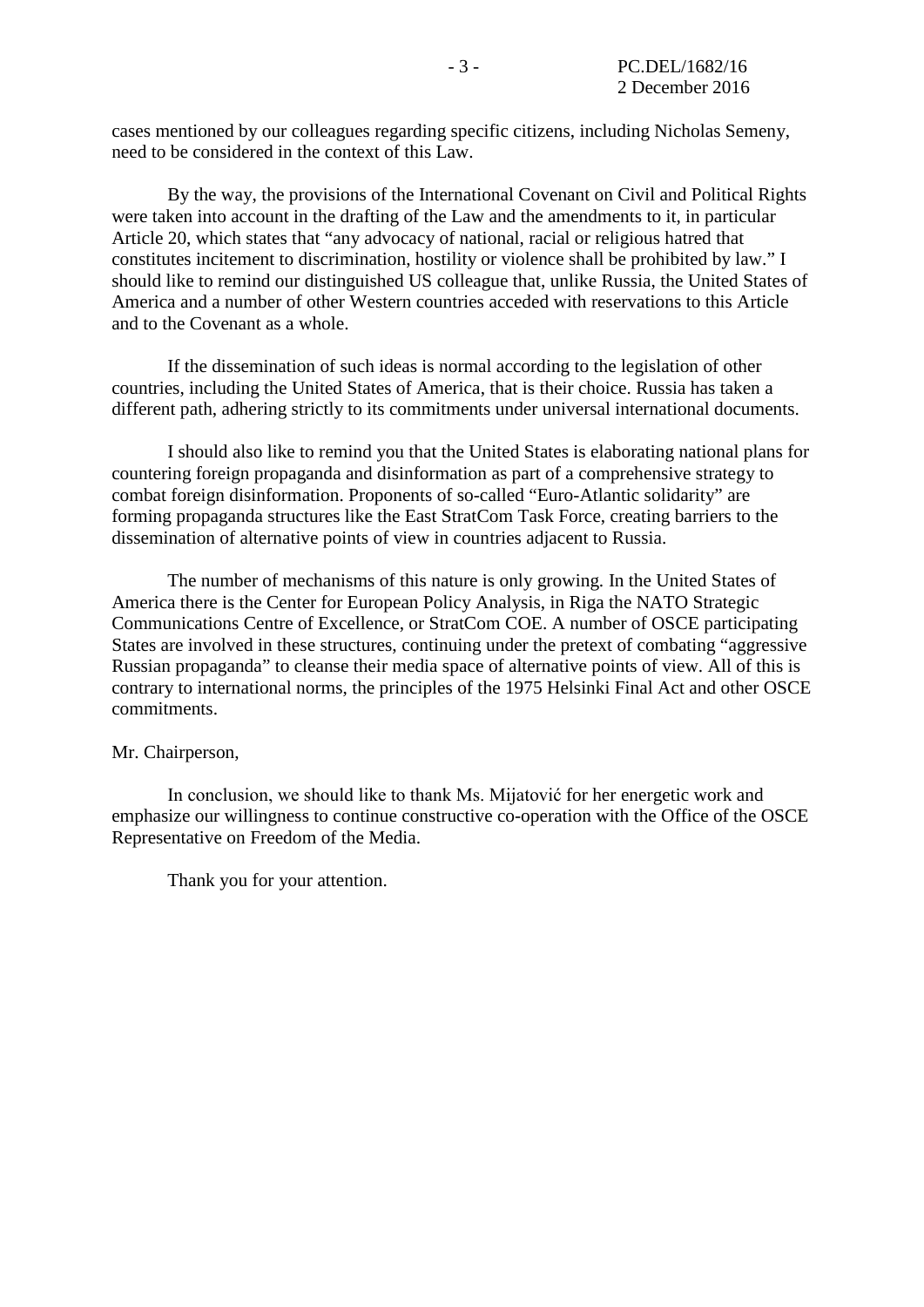cases mentioned by our colleagues regarding specific citizens, including Nicholas Semeny, need to be considered in the context of this Law.

By the way, the provisions of the International Covenant on Civil and Political Rights were taken into account in the drafting of the Law and the amendments to it, in particular Article 20, which states that "any advocacy of national, racial or religious hatred that constitutes incitement to discrimination, hostility or violence shall be prohibited by law." I should like to remind our distinguished US colleague that, unlike Russia, the United States of America and a number of other Western countries acceded with reservations to this Article and to the Covenant as a whole.

If the dissemination of such ideas is normal according to the legislation of other countries, including the United States of America, that is their choice. Russia has taken a different path, adhering strictly to its commitments under universal international documents.

I should also like to remind you that the United States is elaborating national plans for countering foreign propaganda and disinformation as part of a comprehensive strategy to combat foreign disinformation. Proponents of so-called "Euro-Atlantic solidarity" are forming propaganda structures like the East StratCom Task Force, creating barriers to the dissemination of alternative points of view in countries adjacent to Russia.

The number of mechanisms of this nature is only growing. In the United States of America there is the Center for European Policy Analysis, in Riga the NATO Strategic Communications Centre of Excellence, or StratCom COE. A number of OSCE participating States are involved in these structures, continuing under the pretext of combating "aggressive Russian propaganda" to cleanse their media space of alternative points of view. All of this is contrary to international norms, the principles of the 1975 Helsinki Final Act and other OSCE commitments.

Mr. Chairperson,

In conclusion, we should like to thank Ms. Mijatović for her energetic work and emphasize our willingness to continue constructive co-operation with the Office of the OSCE Representative on Freedom of the Media.

Thank you for your attention.